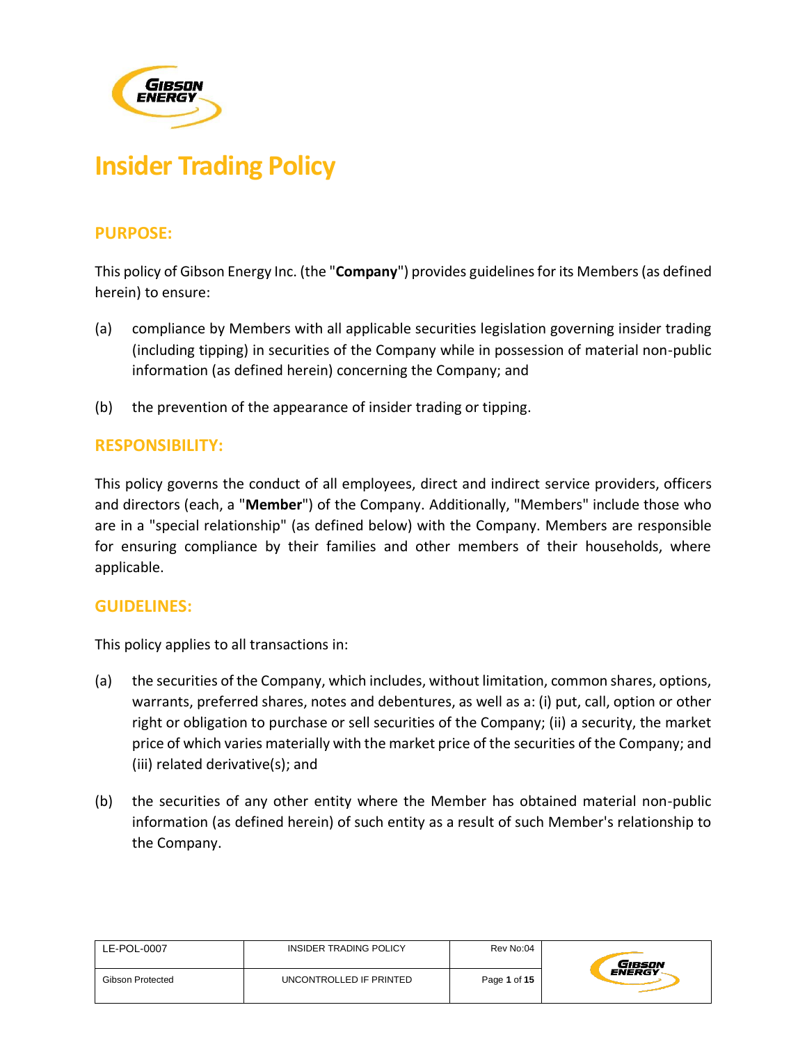# Insider Trading Policy

## PURPOSE:

This policy of Gibson Energy Inc. (the "**Company**") provides guidelines for its Members (as defined herein) to ensure:

(a) compliance by Members with all applicable securities legislation governing insider trading (including tipping) in securities of the Company while in possession of material non-public information (as defined herein) concerning the Company; and

(b) the prevention of the appearance of insider trading or tipping.

## RESPONSIBILITY:

This policy governs the conduct of all employees, direct and indirect service providers, officers and directors (each, a "**Member**") of the Company. Additionally, "Members" include those who are in a "special relationship" (as defined below) with the Company. Members are responsible for ensuring compliance by their families and other members of their households, where applicable.

## GUIDELINES:

This policy applies to all transactions in:

(a) the securities of the Company, which includes, without limitation, common shares, options, warrants, preferred shares, notes and debentures, as well as a: (i) put, call, option or other right or obligation to purchase or sell securities of the Company; (ii) a security, the market price of which varies materially with the market price of the securities of the Company; and (iii) related derivative(s); and

(b) the securities of any other entity where the Member has obtained material non-public information (as defined herein) of such entity as a result of such Member's relationship to the Company.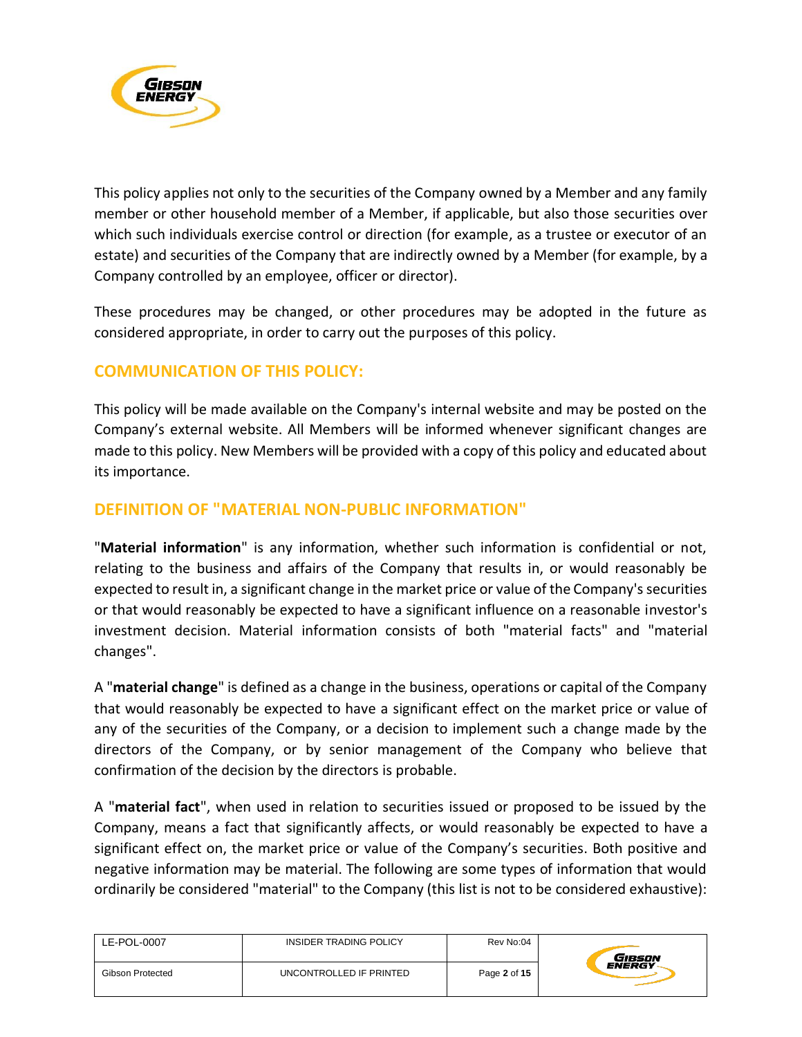This policy applies not only to the securities of the Company owned by a Member and any family member or other household member of a Member, if applicable, but also those securities over which such individuals exercise control or direction (for example, as a trustee or executor of an estate) and securities of the Company that are indirectly owned by a Member (for example, by a Company controlled by an employee, officer or director).

These procedures may be changed, or other procedures may be adopted in the future as considered appropriate, in order to carry out the purposes of this policy.

## COMMUNICATION OF THIS POLICY:

This policy will be made available on the Company's internal website and may be posted on the Company's external website. All Members will be informed whenever significant changes are made to this policy. New Members will be provided with a copy of this policy and educated about its importance.

## DEFINITION OF "MATERIAL NON-PUBLIC INFORMATION"

"**Material information**" is any information, whether such information is confidential or not, relating to the business and affairs of the Company that results in, or would reasonably be expected to result in, a significant change in the market price or value of the Company's securities or that would reasonably be expected to have a significant influence on a reasonable investor's investment decision. Material information consists of both "material facts" and "material changes".

A "**material change**" is defined as a change in the business, operations or capital of the Company that would reasonably be expected to have a significant effect on the market price or value of any of the securities of the Company, or a decision to implement such a change made by the directors of the Company, or by senior management of the Company who believe that confirmation of the decision by the directors is probable.

A "**material fact**", when used in relation to securities issued or proposed to be issued by the Company, means a fact that significantly affects, or would reasonably be expected to have a significant effect on, the market price or value of the Company's securities. Both positive and negative information may be material. The following are some types of information that would ordinarily be considered "material" to the Company (this list is not to be considered exhaustive):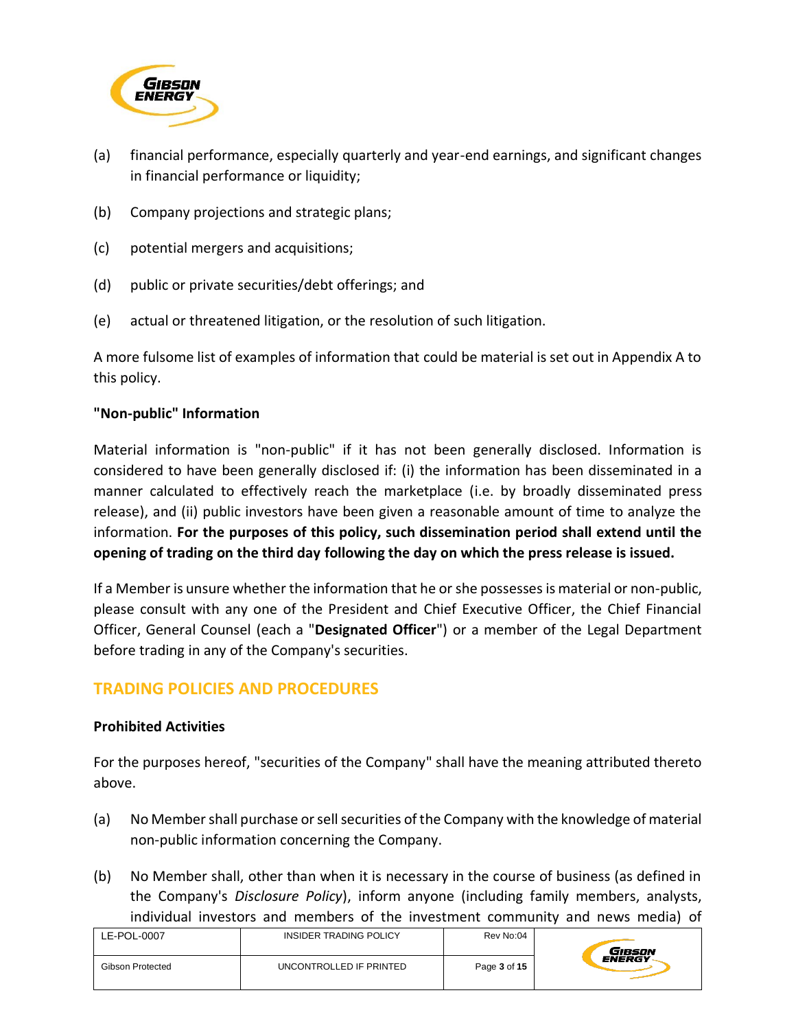(a) financial performance, especially quarterly and year-end earnings, and significant changes in financial performance or liquidity;

(b) Company projections and strategic plans;

(c) potential mergers and acquisitions;

(d) public or private securities/debt offerings; and

(e) actual or threatened litigation, or the resolution of such litigation.

A more fulsome list of examples of information that could be material is set out in Appendix A to this policy.

**"Non-public" Information**

Material information is "non-public" if it has not been generally disclosed. Information is considered to have been generally disclosed if: (i) the information has been disseminated in a manner calculated to effectively reach the marketplace (i.e. by broadly disseminated press release), and (ii) public investors have been given a reasonable amount of time to analyze the information. **For the purposes of this policy, such dissemination period shall extend until the opening of trading on the third day following the day on which the press release is issued.**

If a Member is unsure whether the information that he or she possesses is material or non-public, please consult with any one of the President and Chief Executive Officer, the Chief Financial Officer, General Counsel (each a "**Designated Officer**") or a member of the Legal Department before trading in any of the Company's securities.

## TRADING POLICIES AND PROCEDURES

**Prohibited Activities**

For the purposes hereof, "securities of the Company" shall have the meaning attributed thereto above.

(a) No Member shall purchase or sell securities of the Company with the knowledge of material non-public information concerning the Company.

(b) No Member shall, other than when it is necessary in the course of business (as defined in the Company's *Disclosure Policy*), inform anyone (including family members, analysts, individual investors and members of the investment community and news media) of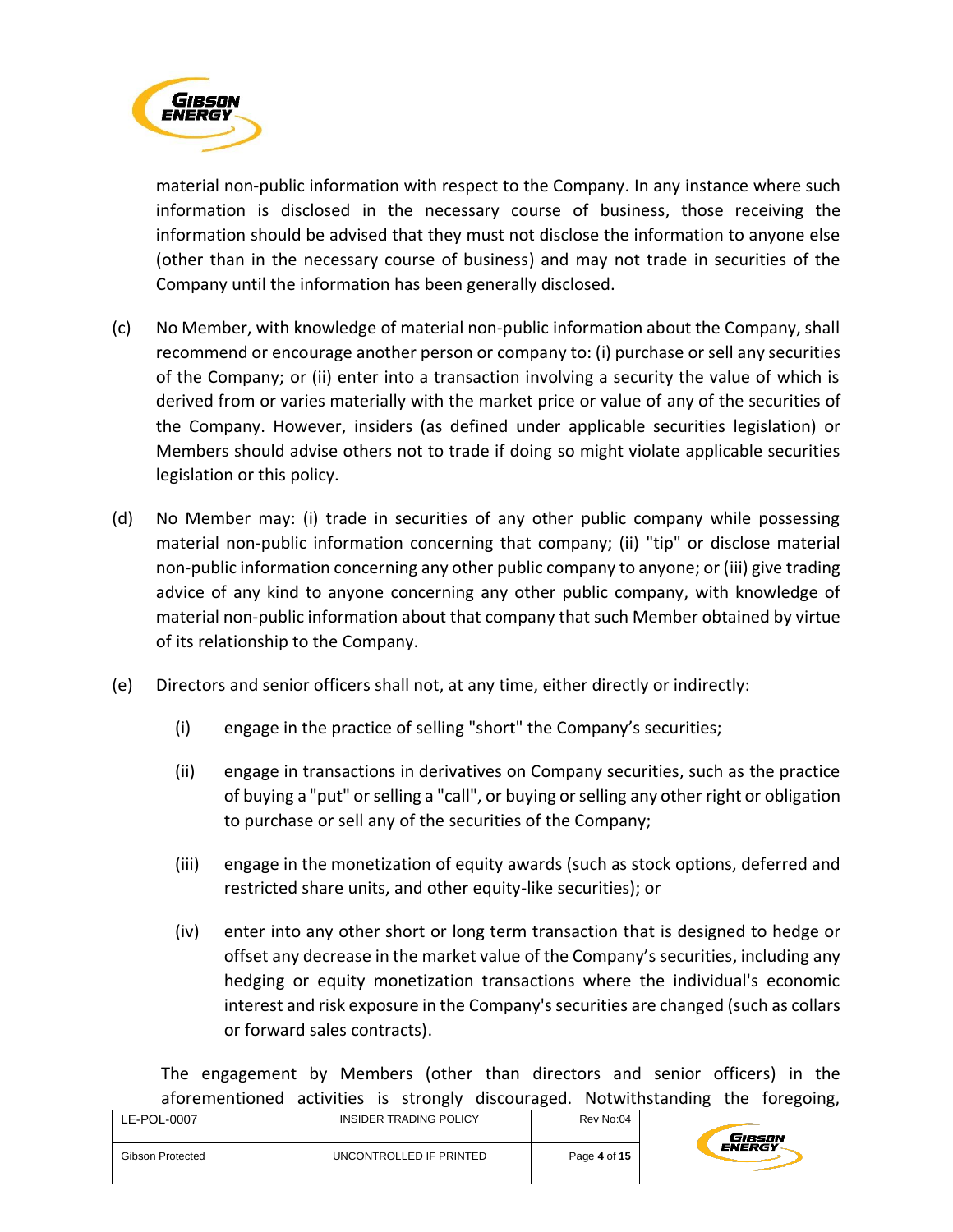material non-public information with respect to the Company. In any instance where such information is disclosed in the necessary course of business, those receiving the information should be advised that they must not disclose the information to anyone else (other than in the necessary course of business) and may not trade in securities of the Company until the information has been generally disclosed.

(c) No Member, with knowledge of material non-public information about the Company, shall recommend or encourage another person or company to: (i) purchase or sell any securities of the Company; or (ii) enter into a transaction involving a security the value of which is derived from or varies materially with the market price or value of any of the securities of the Company. However, insiders (as defined under applicable securities legislation) or Members should advise others not to trade if doing so might violate applicable securities legislation or this policy.

(d) No Member may: (i) trade in securities of any other public company while possessing material non-public information concerning that company; (ii) "tip" or disclose material non-public information concerning any other public company to anyone; or (iii) give trading advice of any kind to anyone concerning any other public company, with knowledge of material non-public information about that company that such Member obtained by virtue of its relationship to the Company.

(e) Directors and senior officers shall not, at any time, either directly or indirectly:

   (i) engage in the practice of selling "short" the Company's securities;

   (ii) engage in transactions in derivatives on Company securities, such as the practice of buying a "put" or selling a "call", or buying or selling any other right or obligation to purchase or sell any of the securities of the Company;

   (iii) engage in the monetization of equity awards (such as stock options, deferred and restricted share units, and other equity-like securities); or

   (iv) enter into any other short or long term transaction that is designed to hedge or offset any decrease in the market value of the Company's securities, including any hedging or equity monetization transactions where the individual's economic interest and risk exposure in the Company's securities are changed (such as collars or forward sales contracts).

The engagement by Members (other than directors and senior officers) in the aforementioned activities is strongly discouraged. Notwithstanding the foregoing,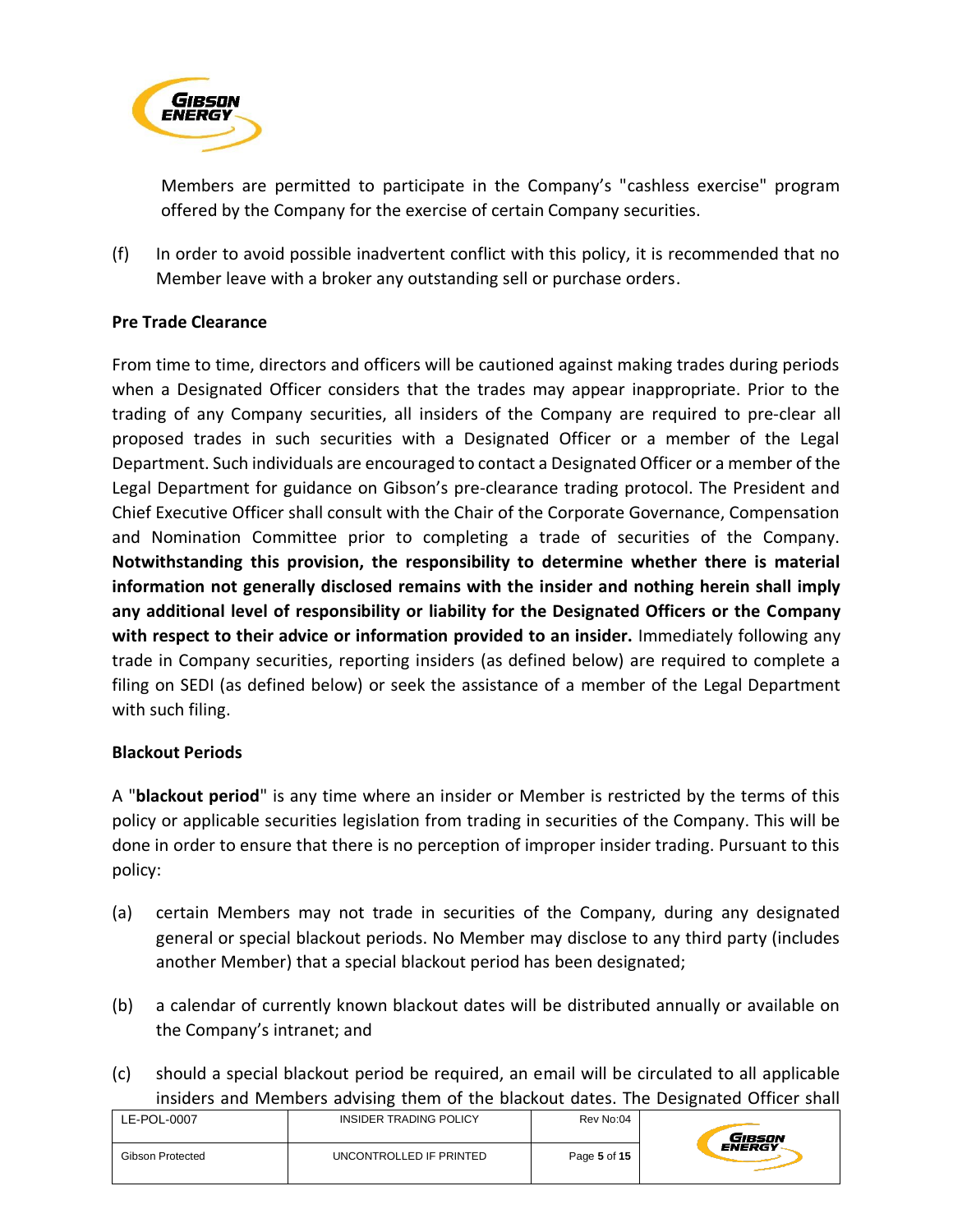Members are permitted to participate in the Company's "cashless exercise" program offered by the Company for the exercise of certain Company securities.

(f) In order to avoid possible inadvertent conflict with this policy, it is recommended that no Member leave with a broker any outstanding sell or purchase orders.

**Pre Trade Clearance**

From time to time, directors and officers will be cautioned against making trades during periods when a Designated Officer considers that the trades may appear inappropriate. Prior to the trading of any Company securities, all insiders of the Company are required to pre-clear all proposed trades in such securities with a Designated Officer or a member of the Legal Department. Such individuals are encouraged to contact a Designated Officer or a member of the Legal Department for guidance on Gibson's pre-clearance trading protocol. The President and Chief Executive Officer shall consult with the Chair of the Corporate Governance, Compensation and Nomination Committee prior to completing a trade of securities of the Company. **Notwithstanding this provision, the responsibility to determine whether there is material information not generally disclosed remains with the insider and nothing herein shall imply any additional level of responsibility or liability for the Designated Officers or the Company with respect to their advice or information provided to an insider.** Immediately following any trade in Company securities, reporting insiders (as defined below) are required to complete a filing on SEDI (as defined below) or seek the assistance of a member of the Legal Department with such filing.

**Blackout Periods**

A "**blackout period**" is any time where an insider or Member is restricted by the terms of this policy or applicable securities legislation from trading in securities of the Company. This will be done in order to ensure that there is no perception of improper insider trading. Pursuant to this policy:

(a) certain Members may not trade in securities of the Company, during any designated general or special blackout periods. No Member may disclose to any third party (includes another Member) that a special blackout period has been designated;

(b) a calendar of currently known blackout dates will be distributed annually or available on the Company's intranet; and

(c) should a special blackout period be required, an email will be circulated to all applicable insiders and Members advising them of the blackout dates. The Designated Officer shall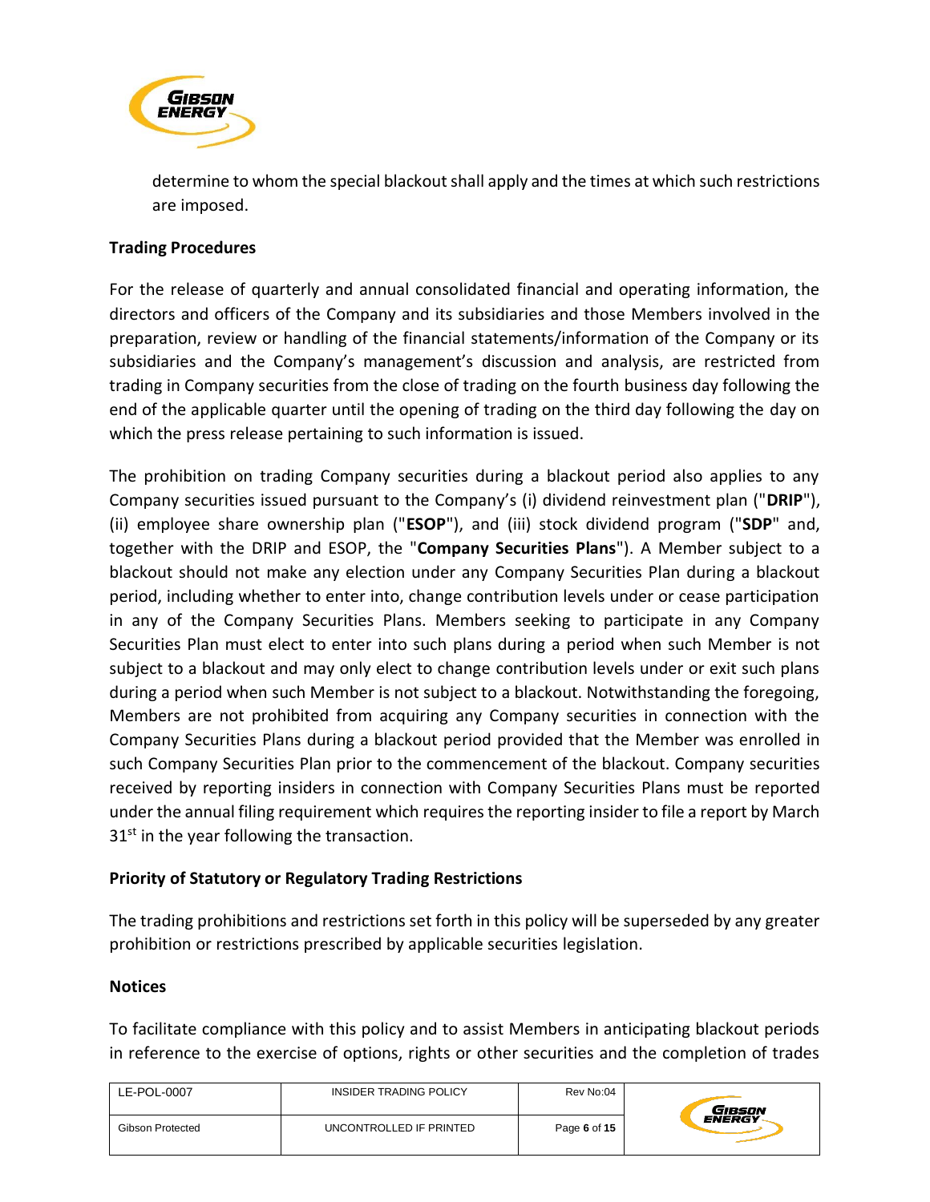determine to whom the special blackout shall apply and the times at which such restrictions are imposed.

**Trading Procedures**

For the release of quarterly and annual consolidated financial and operating information, the directors and officers of the Company and its subsidiaries and those Members involved in the preparation, review or handling of the financial statements/information of the Company or its subsidiaries and the Company's management's discussion and analysis, are restricted from trading in Company securities from the close of trading on the fourth business day following the end of the applicable quarter until the opening of trading on the third day following the day on which the press release pertaining to such information is issued.

The prohibition on trading Company securities during a blackout period also applies to any Company securities issued pursuant to the Company's (i) dividend reinvestment plan ("**DRIP**"), (ii) employee share ownership plan ("**ESOP**"), and (iii) stock dividend program ("**SDP**" and, together with the DRIP and ESOP, the "**Company Securities Plans**"). A Member subject to a blackout should not make any election under any Company Securities Plan during a blackout period, including whether to enter into, change contribution levels under or cease participation in any of the Company Securities Plans. Members seeking to participate in any Company Securities Plan must elect to enter into such plans during a period when such Member is not subject to a blackout and may only elect to change contribution levels under or exit such plans during a period when such Member is not subject to a blackout. Notwithstanding the foregoing, Members are not prohibited from acquiring any Company securities in connection with the Company Securities Plans during a blackout period provided that the Member was enrolled in such Company Securities Plan prior to the commencement of the blackout. Company securities received by reporting insiders in connection with Company Securities Plans must be reported under the annual filing requirement which requires the reporting insider to file a report by March 31st in the year following the transaction.

**Priority of Statutory or Regulatory Trading Restrictions**

The trading prohibitions and restrictions set forth in this policy will be superseded by any greater prohibition or restrictions prescribed by applicable securities legislation.

**Notices**

To facilitate compliance with this policy and to assist Members in anticipating blackout periods in reference to the exercise of options, rights or other securities and the completion of trades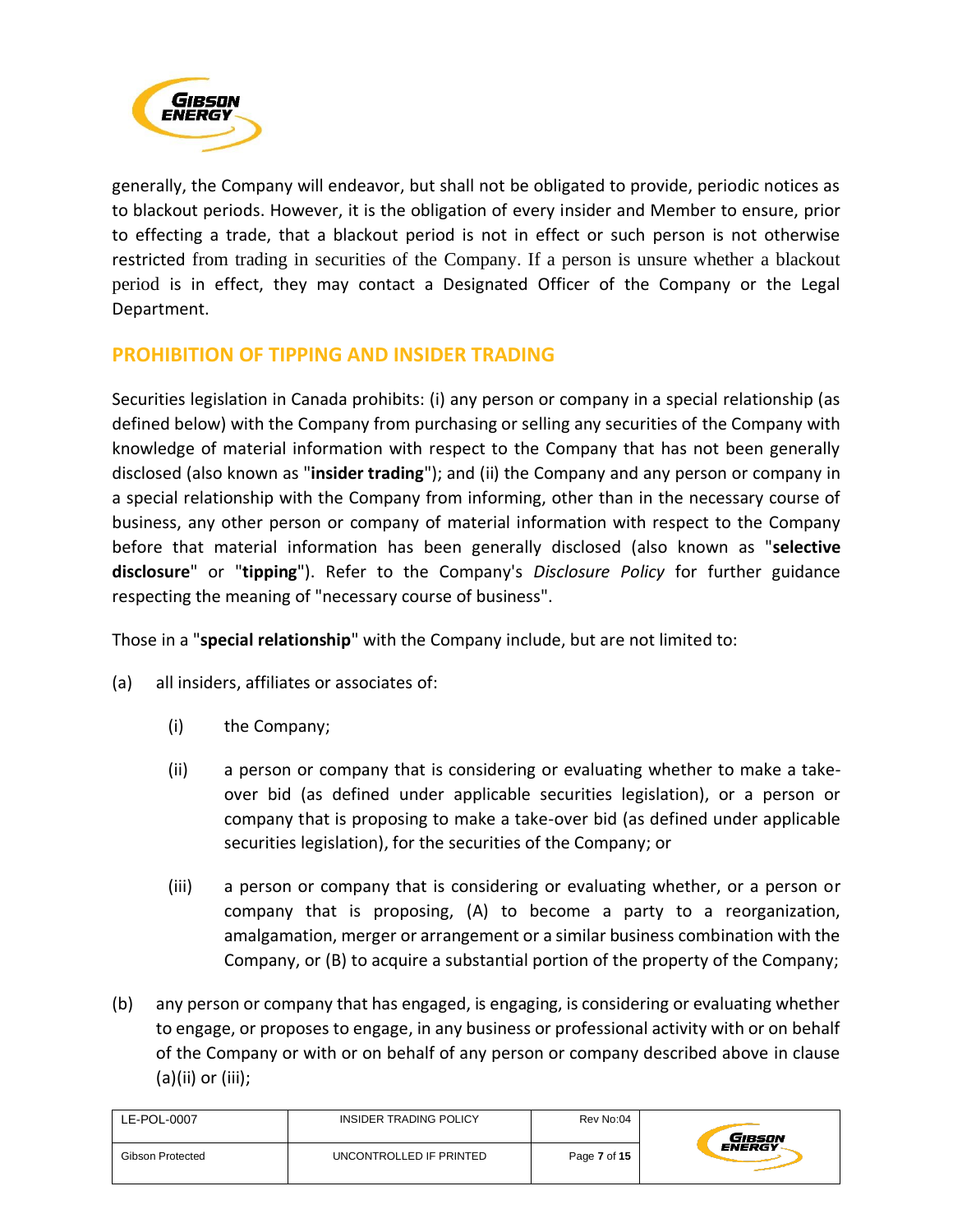generally, the Company will endeavor, but shall not be obligated to provide, periodic notices as to blackout periods. However, it is the obligation of every insider and Member to ensure, prior to effecting a trade, that a blackout period is not in effect or such person is not otherwise restricted from trading in securities of the Company. If a person is unsure whether a blackout period is in effect, they may contact a Designated Officer of the Company or the Legal Department.

## PROHIBITION OF TIPPING AND INSIDER TRADING

Securities legislation in Canada prohibits: (i) any person or company in a special relationship (as defined below) with the Company from purchasing or selling any securities of the Company with knowledge of material information with respect to the Company that has not been generally disclosed (also known as "**insider trading**"); and (ii) the Company and any person or company in a special relationship with the Company from informing, other than in the necessary course of business, any other person or company of material information with respect to the Company before that material information has been generally disclosed (also known as "**selective disclosure**" or "**tipping**"). Refer to the Company's *Disclosure Policy* for further guidance respecting the meaning of "necessary course of business".

Those in a "**special relationship**" with the Company include, but are not limited to:

(a) all insiders, affiliates or associates of:

   (i) the Company;

   (ii) a person or company that is considering or evaluating whether to make a take-over bid (as defined under applicable securities legislation), or a person or company that is proposing to make a take-over bid (as defined under applicable securities legislation), for the securities of the Company; or

   (iii) a person or company that is considering or evaluating whether, or a person or company that is proposing, (A) to become a party to a reorganization, amalgamation, merger or arrangement or a similar business combination with the Company, or (B) to acquire a substantial portion of the property of the Company;

(b) any person or company that has engaged, is engaging, is considering or evaluating whether to engage, or proposes to engage, in any business or professional activity with or on behalf of the Company or with or on behalf of any person or company described above in clause (a)(ii) or (iii);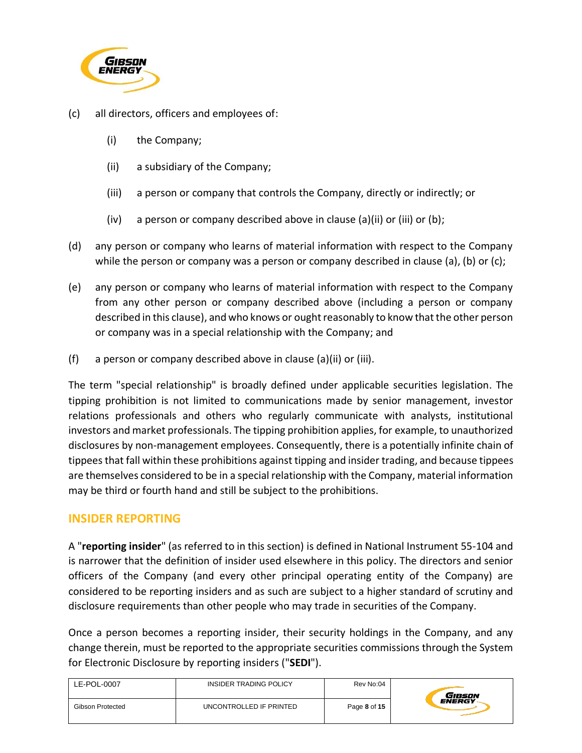(c) all directors, officers and employees of:

   (i) the Company;

   (ii) a subsidiary of the Company;

   (iii) a person or company that controls the Company, directly or indirectly; or

   (iv) a person or company described above in clause (a)(ii) or (iii) or (b);

(d) any person or company who learns of material information with respect to the Company while the person or company was a person or company described in clause (a), (b) or (c);

(e) any person or company who learns of material information with respect to the Company from any other person or company described above (including a person or company described in this clause), and who knows or ought reasonably to know that the other person or company was in a special relationship with the Company; and

(f) a person or company described above in clause (a)(ii) or (iii).

The term "special relationship" is broadly defined under applicable securities legislation. The tipping prohibition is not limited to communications made by senior management, investor relations professionals and others who regularly communicate with analysts, institutional investors and market professionals. The tipping prohibition applies, for example, to unauthorized disclosures by non-management employees. Consequently, there is a potentially infinite chain of tippees that fall within these prohibitions against tipping and insider trading, and because tippees are themselves considered to be in a special relationship with the Company, material information may be third or fourth hand and still be subject to the prohibitions.

## INSIDER REPORTING

A "**reporting insider**" (as referred to in this section) is defined in National Instrument 55-104 and is narrower that the definition of insider used elsewhere in this policy. The directors and senior officers of the Company (and every other principal operating entity of the Company) are considered to be reporting insiders and as such are subject to a higher standard of scrutiny and disclosure requirements than other people who may trade in securities of the Company.

Once a person becomes a reporting insider, their security holdings in the Company, and any change therein, must be reported to the appropriate securities commissions through the System for Electronic Disclosure by reporting insiders ("**SEDI**").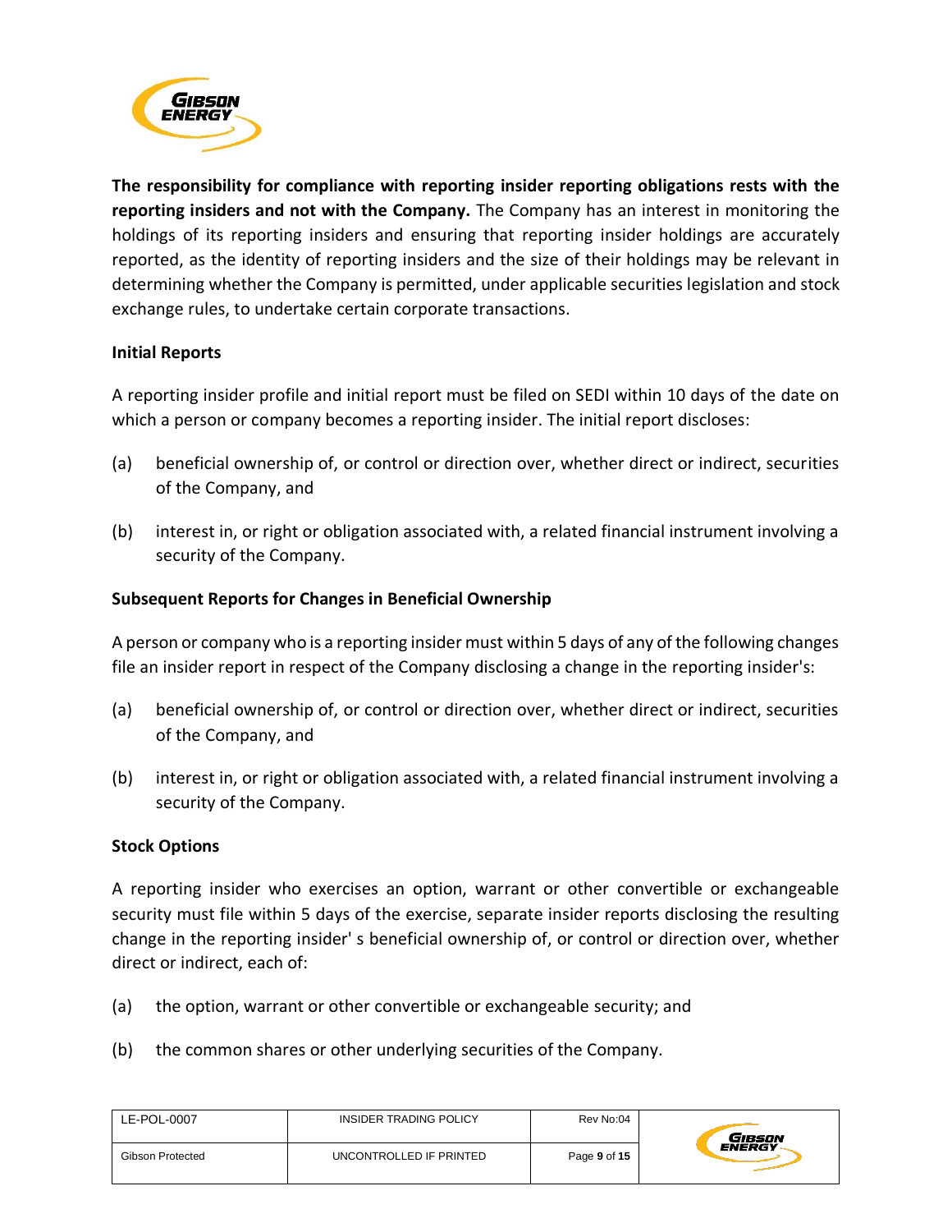**The responsibility for compliance with reporting insider reporting obligations rests with the reporting insiders and not with the Company.** The Company has an interest in monitoring the holdings of its reporting insiders and ensuring that reporting insider holdings are accurately reported, as the identity of reporting insiders and the size of their holdings may be relevant in determining whether the Company is permitted, under applicable securities legislation and stock exchange rules, to undertake certain corporate transactions.

**Initial Reports**

A reporting insider profile and initial report must be filed on SEDI within 10 days of the date on which a person or company becomes a reporting insider. The initial report discloses:

(a) beneficial ownership of, or control or direction over, whether direct or indirect, securities of the Company, and

(b) interest in, or right or obligation associated with, a related financial instrument involving a security of the Company.

**Subsequent Reports for Changes in Beneficial Ownership**

A person or company who is a reporting insider must within 5 days of any of the following changes file an insider report in respect of the Company disclosing a change in the reporting insider's:

(a) beneficial ownership of, or control or direction over, whether direct or indirect, securities of the Company, and

(b) interest in, or right or obligation associated with, a related financial instrument involving a security of the Company.

**Stock Options**

A reporting insider who exercises an option, warrant or other convertible or exchangeable security must file within 5 days of the exercise, separate insider reports disclosing the resulting change in the reporting insider' s beneficial ownership of, or control or direction over, whether direct or indirect, each of:

(a) the option, warrant or other convertible or exchangeable security; and

(b) the common shares or other underlying securities of the Company.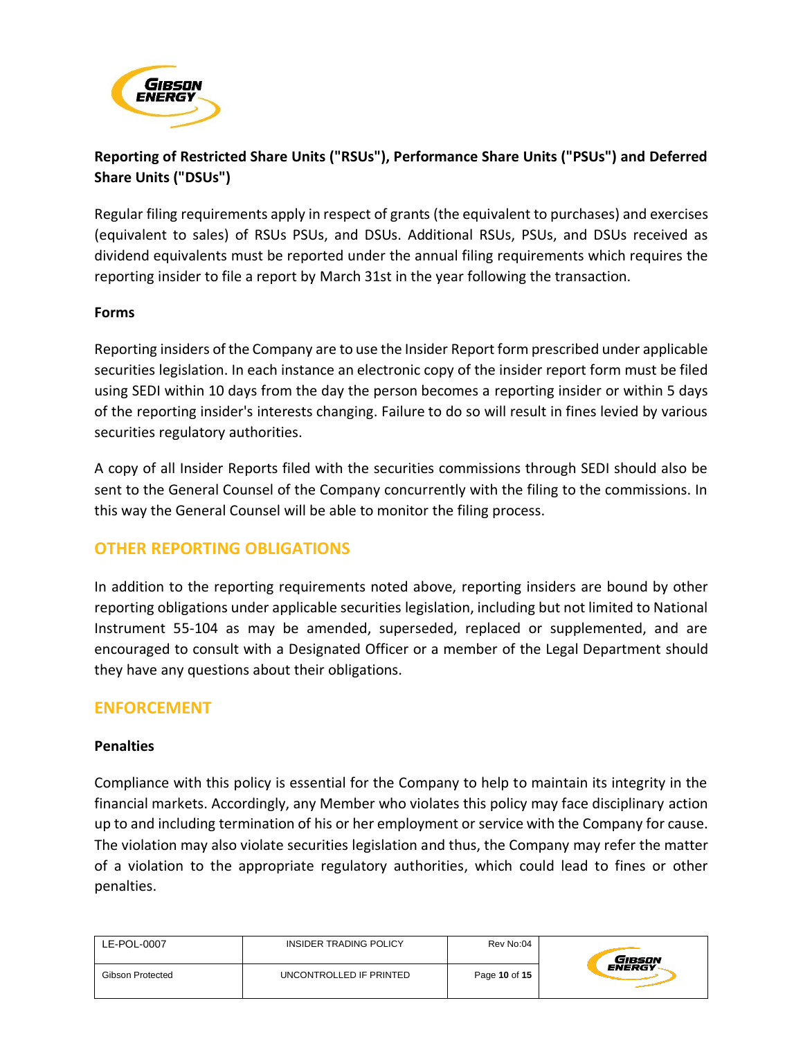**Reporting of Restricted Share Units ("RSUs"), Performance Share Units ("PSUs") and Deferred Share Units ("DSUs")**

Regular filing requirements apply in respect of grants (the equivalent to purchases) and exercises (equivalent to sales) of RSUs PSUs, and DSUs. Additional RSUs, PSUs, and DSUs received as dividend equivalents must be reported under the annual filing requirements which requires the reporting insider to file a report by March 31st in the year following the transaction.

**Forms**

Reporting insiders of the Company are to use the Insider Report form prescribed under applicable securities legislation. In each instance an electronic copy of the insider report form must be filed using SEDI within 10 days from the day the person becomes a reporting insider or within 5 days of the reporting insider's interests changing. Failure to do so will result in fines levied by various securities regulatory authorities.

A copy of all Insider Reports filed with the securities commissions through SEDI should also be sent to the General Counsel of the Company concurrently with the filing to the commissions. In this way the General Counsel will be able to monitor the filing process.

## OTHER REPORTING OBLIGATIONS

In addition to the reporting requirements noted above, reporting insiders are bound by other reporting obligations under applicable securities legislation, including but not limited to National Instrument 55-104 as may be amended, superseded, replaced or supplemented, and are encouraged to consult with a Designated Officer or a member of the Legal Department should they have any questions about their obligations.

## ENFORCEMENT

**Penalties**

Compliance with this policy is essential for the Company to help to maintain its integrity in the financial markets. Accordingly, any Member who violates this policy may face disciplinary action up to and including termination of his or her employment or service with the Company for cause. The violation may also violate securities legislation and thus, the Company may refer the matter of a violation to the appropriate regulatory authorities, which could lead to fines or other penalties.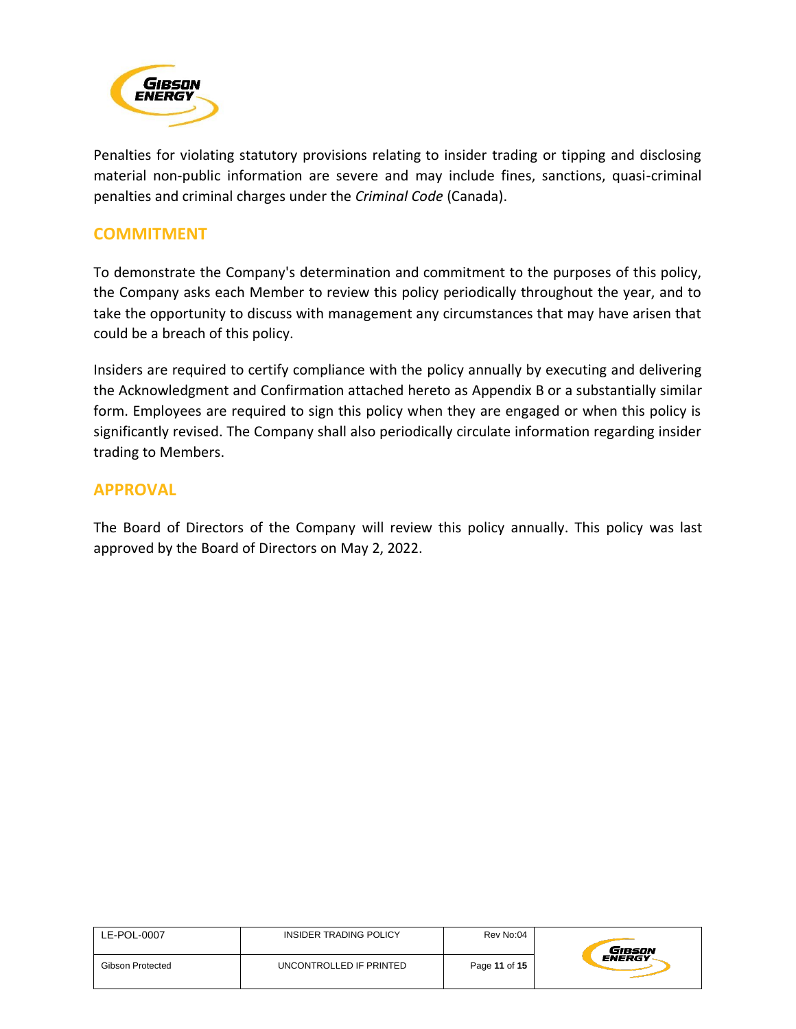Penalties for violating statutory provisions relating to insider trading or tipping and disclosing material non-public information are severe and may include fines, sanctions, quasi-criminal penalties and criminal charges under the *Criminal Code* (Canada).

## COMMITMENT

To demonstrate the Company's determination and commitment to the purposes of this policy, the Company asks each Member to review this policy periodically throughout the year, and to take the opportunity to discuss with management any circumstances that may have arisen that could be a breach of this policy.

Insiders are required to certify compliance with the policy annually by executing and delivering the Acknowledgment and Confirmation attached hereto as Appendix B or a substantially similar form. Employees are required to sign this policy when they are engaged or when this policy is significantly revised. The Company shall also periodically circulate information regarding insider trading to Members.

## APPROVAL

The Board of Directors of the Company will review this policy annually. This policy was last approved by the Board of Directors on May 2, 2022.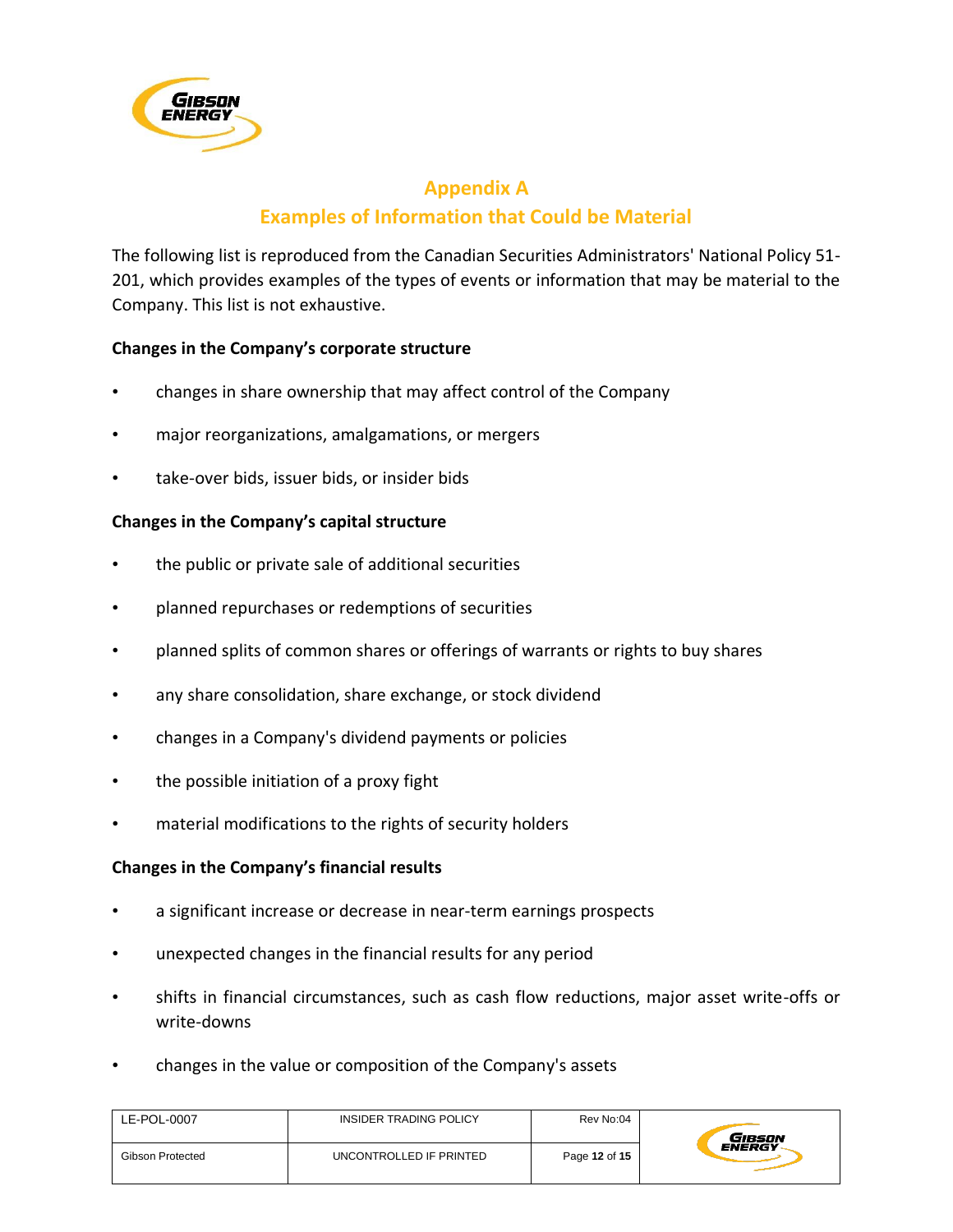## Appendix A
## Examples of Information that Could be Material

The following list is reproduced from the Canadian Securities Administrators' National Policy 51-201, which provides examples of the types of events or information that may be material to the Company. This list is not exhaustive.

**Changes in the Company's corporate structure**

- changes in share ownership that may affect control of the Company
- major reorganizations, amalgamations, or mergers
- take-over bids, issuer bids, or insider bids

**Changes in the Company's capital structure**

- the public or private sale of additional securities
- planned repurchases or redemptions of securities
- planned splits of common shares or offerings of warrants or rights to buy shares
- any share consolidation, share exchange, or stock dividend
- changes in a Company's dividend payments or policies
- the possible initiation of a proxy fight
- material modifications to the rights of security holders

**Changes in the Company's financial results**

- a significant increase or decrease in near-term earnings prospects
- unexpected changes in the financial results for any period
- shifts in financial circumstances, such as cash flow reductions, major asset write-offs or write-downs
- changes in the value or composition of the Company's assets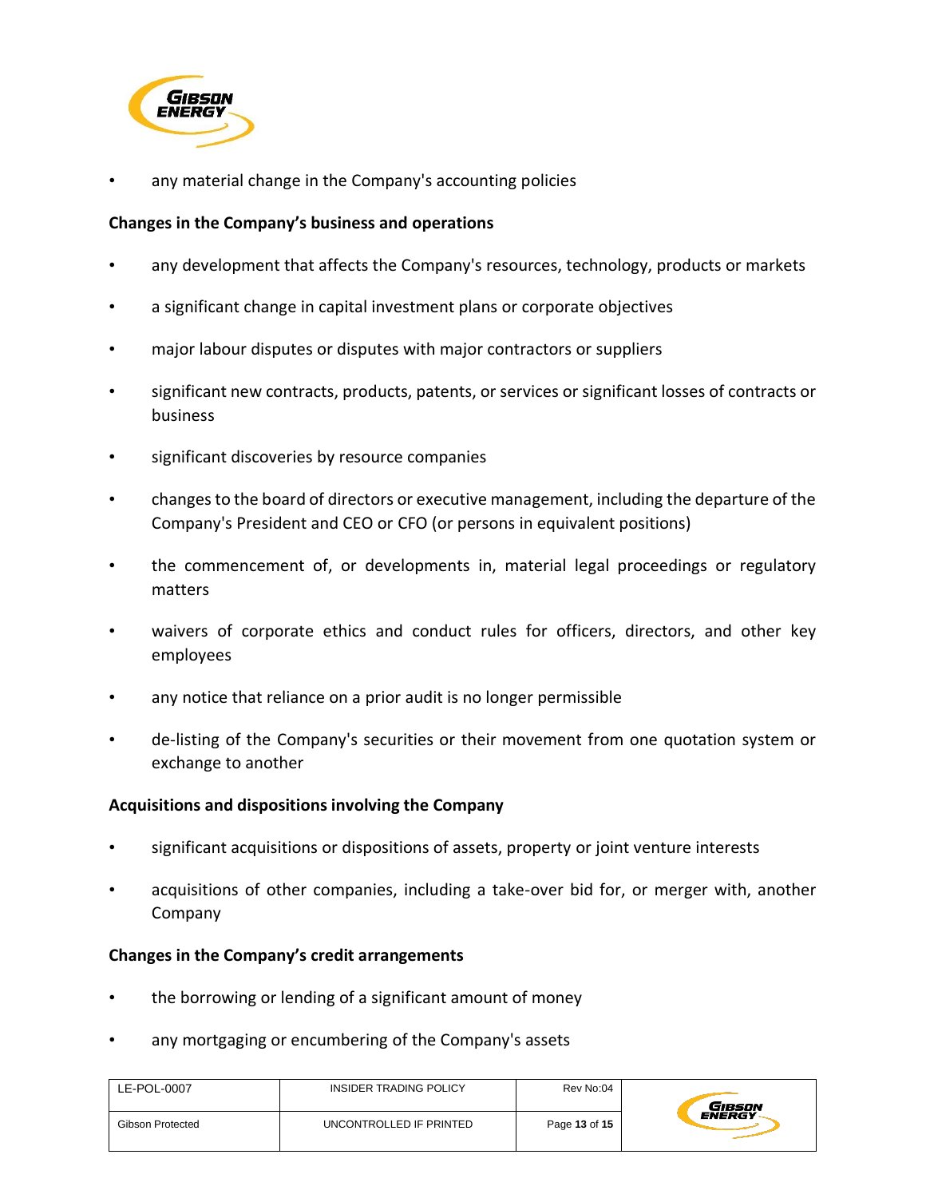- any material change in the Company's accounting policies

**Changes in the Company's business and operations**

- any development that affects the Company's resources, technology, products or markets
- a significant change in capital investment plans or corporate objectives
- major labour disputes or disputes with major contractors or suppliers
- significant new contracts, products, patents, or services or significant losses of contracts or business
- significant discoveries by resource companies
- changes to the board of directors or executive management, including the departure of the Company's President and CEO or CFO (or persons in equivalent positions)
- the commencement of, or developments in, material legal proceedings or regulatory matters
- waivers of corporate ethics and conduct rules for officers, directors, and other key employees
- any notice that reliance on a prior audit is no longer permissible
- de-listing of the Company's securities or their movement from one quotation system or exchange to another

**Acquisitions and dispositions involving the Company**

- significant acquisitions or dispositions of assets, property or joint venture interests
- acquisitions of other companies, including a take-over bid for, or merger with, another Company

**Changes in the Company's credit arrangements**

- the borrowing or lending of a significant amount of money
- any mortgaging or encumbering of the Company's assets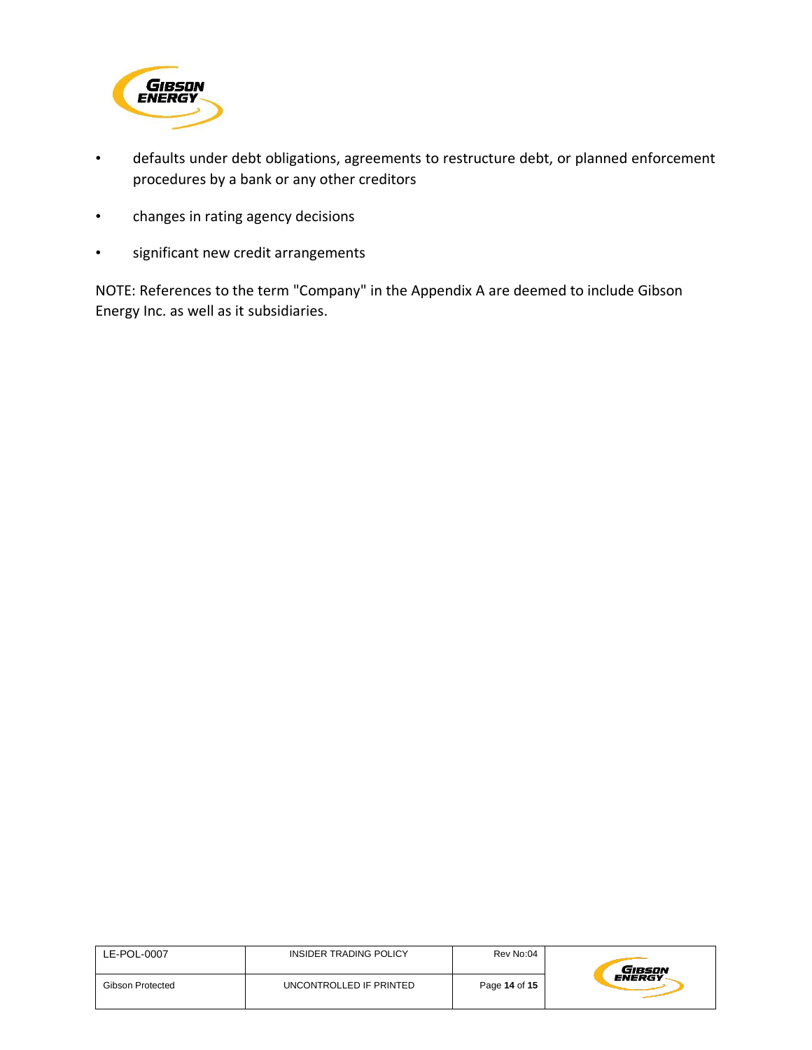- defaults under debt obligations, agreements to restructure debt, or planned enforcement procedures by a bank or any other creditors
- changes in rating agency decisions
- significant new credit arrangements

NOTE: References to the term "Company" in the Appendix A are deemed to include Gibson Energy Inc. as well as it subsidiaries.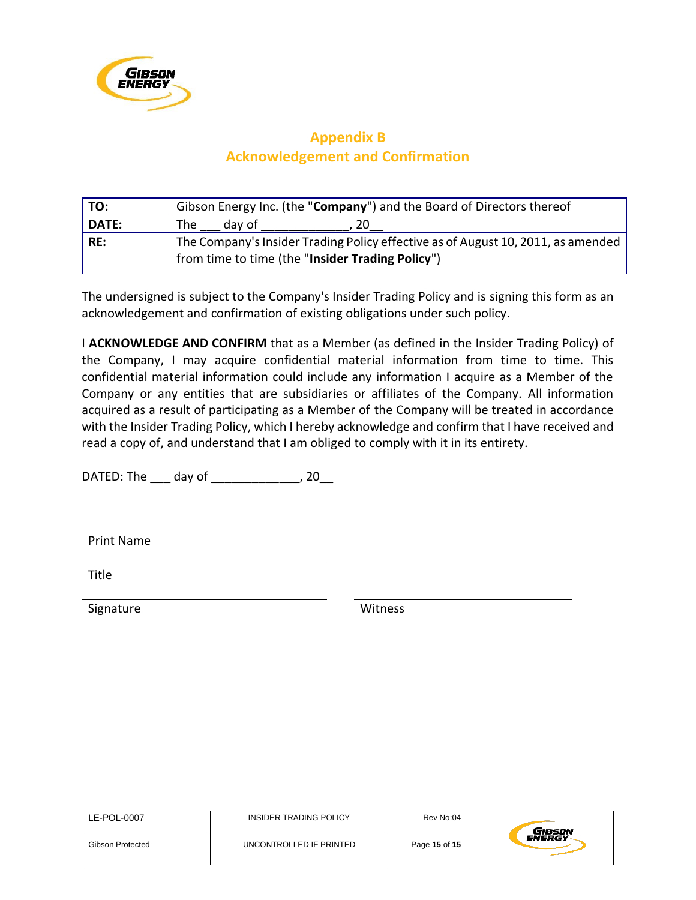## Appendix B
## Acknowledgement and Confirmation

| | |
|---|---|
| **TO:** | Gibson Energy Inc. (the "**Company**") and the Board of Directors thereof |
| **DATE:** | The ___ day of _____________, 20__ |
| **RE:** | The Company's Insider Trading Policy effective as of August 10, 2011, as amended from time to time (the "**Insider Trading Policy**") |

The undersigned is subject to the Company's Insider Trading Policy and is signing this form as an acknowledgement and confirmation of existing obligations under such policy.

I **ACKNOWLEDGE AND CONFIRM** that as a Member (as defined in the Insider Trading Policy) of the Company, I may acquire confidential material information from time to time. This confidential material information could include any information I acquire as a Member of the Company or any entities that are subsidiaries or affiliates of the Company. All information acquired as a result of participating as a Member of the Company will be treated in accordance with the Insider Trading Policy, which I hereby acknowledge and confirm that I have received and read a copy of, and understand that I am obliged to comply with it in its entirety.

DATED: The ___ day of _____________, 20__

______________________________
Print Name

______________________________
Title

______________________________ ______________________________
Signature Witness